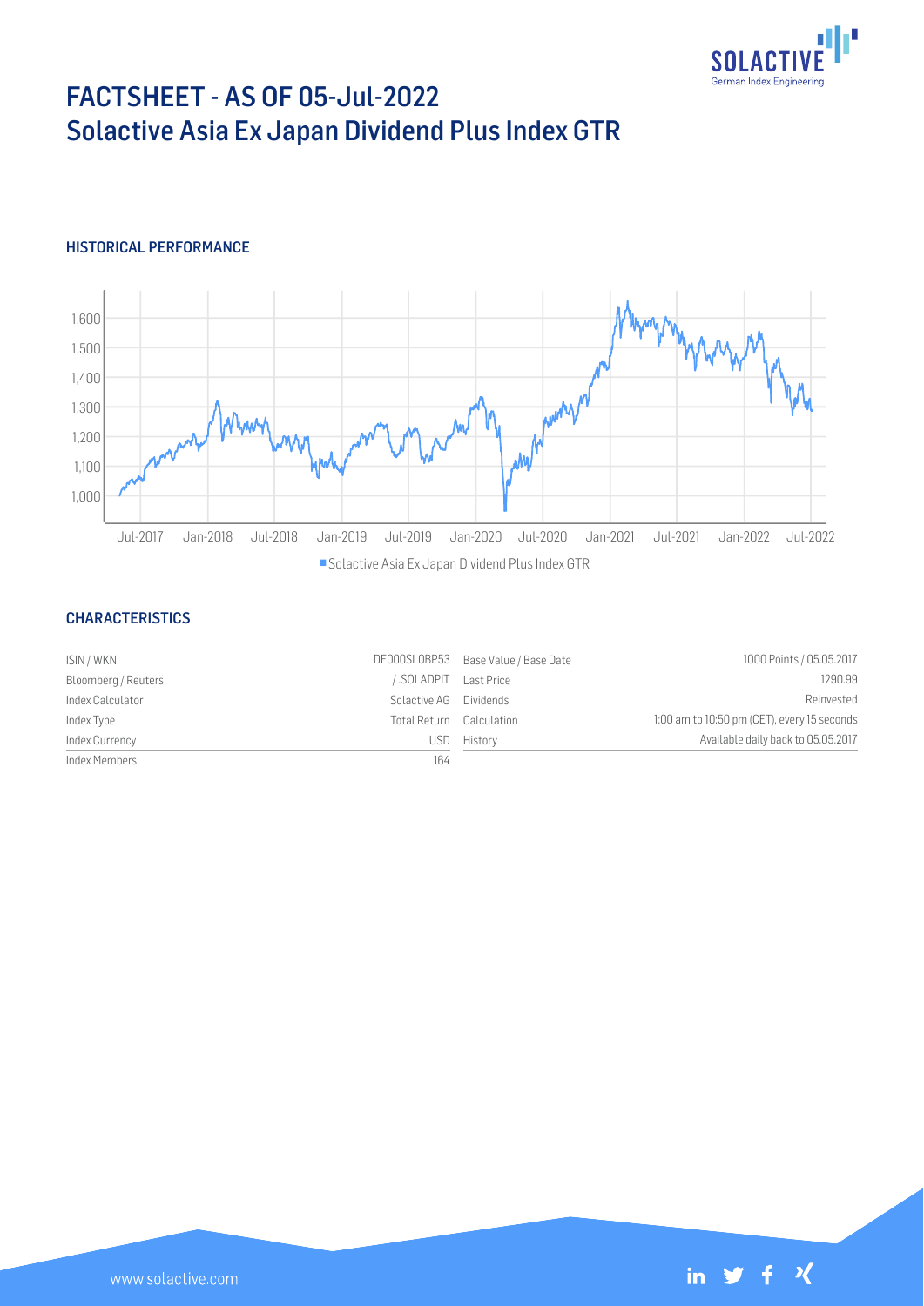# FACTSHEET - AS OF 05-Jul-2022
## Solactive Asia Ex Japan Dividend Plus Index GTR

### HISTORICAL PERFORMANCE

■ Solactive Asia Ex Japan Dividend Plus Index GTR

### CHARACTERISTICS

| | | | |
|---|---|---|---|
| ISIN / WKN | DE000SL0BP53 | Base Value / Base Date | 1000 Points / 05.05.2017 |
| Bloomberg / Reuters | / .SOLADPIT | Last Price | 1290.99 |
| Index Calculator | Solactive AG | Dividends | Reinvested |
| Index Type | Total Return | Calculation | 1:00 am to 10:50 pm (CET), every 15 seconds |
| Index Currency | USD | History | Available daily back to 05.05.2017 |
| Index Members | 164 | | |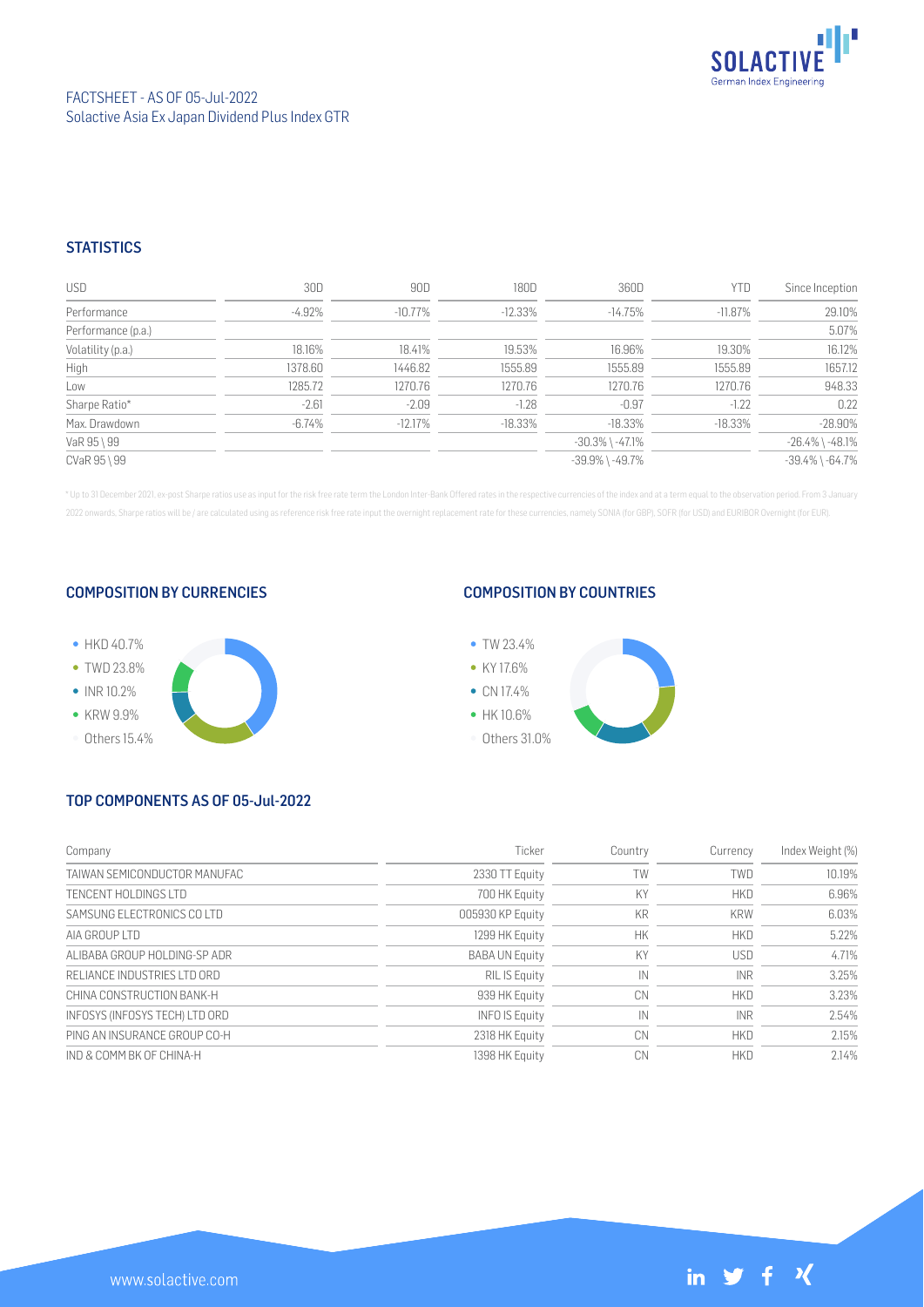FACTSHEET - AS OF 05-Jul-2022
Solactive Asia Ex Japan Dividend Plus Index GTR

## STATISTICS

| USD | 30D | 90D | 180D | 360D | YTD | Since Inception |
|---|---|---|---|---|---|---|
| Performance | -4.92% | -10.77% | -12.33% | -14.75% | -11.87% | 29.10% |
| Performance (p.a.) | | | | | | 5.07% |
| Volatility (p.a.) | 18.16% | 18.41% | 19.53% | 16.96% | 19.30% | 16.12% |
| High | 1378.60 | 1446.82 | 1555.89 | 1555.89 | 1555.89 | 1657.12 |
| Low | 1285.72 | 1270.76 | 1270.76 | 1270.76 | 1270.76 | 948.33 |
| Sharpe Ratio* | -2.61 | -2.09 | -1.28 | -0.97 | -1.22 | 0.22 |
| Max. Drawdown | -6.74% | -12.17% | -18.33% | -18.33% | -18.33% | -28.90% |
| VaR 95 \ 99 | | | | -30.3% \ -47.1% | | -26.4% \ -48.1% |
| CVaR 95 \ 99 | | | | -39.9% \ -49.7% | | -39.4% \ -64.7% |

* Up to 31 December 2021, ex-post Sharpe ratios use as input for the risk free rate term the London Inter-Bank Offered rates in the respective currencies of the index and at a term equal to the observation period. From 3 January 2022 onwards, Sharpe ratios will be / are calculated using as reference risk free rate input the overnight replacement rate for these currencies, namely SONIA (for GBP), SOFR (for USD) and EURIBOR Overnight (for EUR).

## COMPOSITION BY CURRENCIES

- HKD 40.7%
- TWD 23.8%
- INR 10.2%
- KRW 9.9%
- Others 15.4%

## COMPOSITION BY COUNTRIES

- TW 23.4%
- KY 17.6%
- CN 17.4%
- HK 10.6%
- Others 31.0%

## TOP COMPONENTS AS OF 05-Jul-2022

| Company | Ticker | Country | Currency | Index Weight (%) |
|---|---|---|---|---|
| TAIWAN SEMICONDUCTOR MANUFAC | 2330 TT Equity | TW | TWD | 10.19% |
| TENCENT HOLDINGS LTD | 700 HK Equity | KY | HKD | 6.96% |
| SAMSUNG ELECTRONICS CO LTD | 005930 KP Equity | KR | KRW | 6.03% |
| AIA GROUP LTD | 1299 HK Equity | HK | HKD | 5.22% |
| ALIBABA GROUP HOLDING-SP ADR | BABA UN Equity | KY | USD | 4.71% |
| RELIANCE INDUSTRIES LTD ORD | RIL IS Equity | IN | INR | 3.25% |
| CHINA CONSTRUCTION BANK-H | 939 HK Equity | CN | HKD | 3.23% |
| INFOSYS (INFOSYS TECH) LTD ORD | INFO IS Equity | IN | INR | 2.54% |
| PING AN INSURANCE GROUP CO-H | 2318 HK Equity | CN | HKD | 2.15% |
| IND & COMM BK OF CHINA-H | 1398 HK Equity | CN | HKD | 2.14% |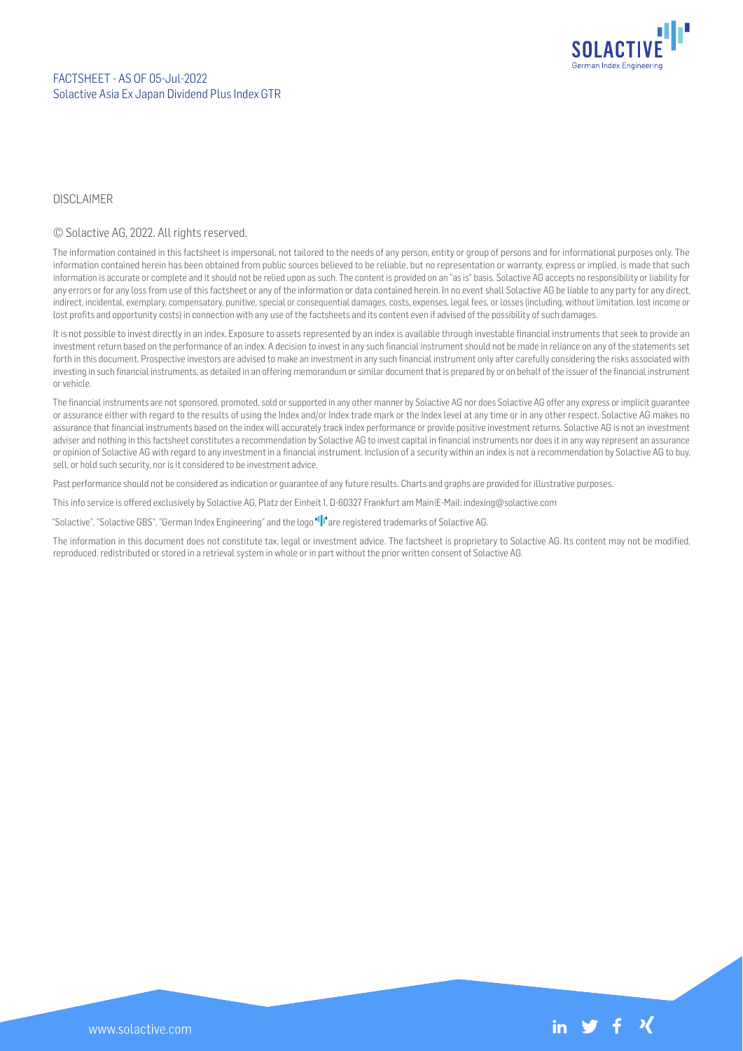FACTSHEET - AS OF 05-Jul-2022
Solactive Asia Ex Japan Dividend Plus Index GTR

DISCLAIMER

© Solactive AG, 2022. All rights reserved.

The information contained in this factsheet is impersonal, not tailored to the needs of any person, entity or group of persons and for informational purposes only. The information contained herein has been obtained from public sources believed to be reliable, but no representation or warranty, express or implied, is made that such information is accurate or complete and it should not be relied upon as such. The content is provided on an "as is" basis. Solactive AG accepts no responsibility or liability for any errors or for any loss from use of this factsheet or any of the information or data contained herein. In no event shall Solactive AG be liable to any party for any direct, indirect, incidental, exemplary, compensatory, punitive, special or consequential damages, costs, expenses, legal fees, or losses (including, without limitation, lost income or lost profits and opportunity costs) in connection with any use of the factsheets and its content even if advised of the possibility of such damages.

It is not possible to invest directly in an index. Exposure to assets represented by an index is available through investable financial instruments that seek to provide an investment return based on the performance of an index. A decision to invest in any such financial instrument should not be made in reliance on any of the statements set forth in this document. Prospective investors are advised to make an investment in any such financial instrument only after carefully considering the risks associated with investing in such financial instruments, as detailed in an offering memorandum or similar document that is prepared by or on behalf of the issuer of the financial instrument or vehicle.

The financial instruments are not sponsored, promoted, sold or supported in any other manner by Solactive AG nor does Solactive AG offer any express or implicit guarantee or assurance either with regard to the results of using the Index and/or Index trade mark or the Index level at any time or in any other respect. Solactive AG makes no assurance that financial instruments based on the index will accurately track index performance or provide positive investment returns. Solactive AG is not an investment adviser and nothing in this factsheet constitutes a recommendation by Solactive AG to invest capital in financial instruments nor does it in any way represent an assurance or opinion of Solactive AG with regard to any investment in a financial instrument. Inclusion of a security within an index is not a recommendation by Solactive AG to buy, sell, or hold such security, nor is it considered to be investment advice.

Past performance should not be considered as indication or guarantee of any future results. Charts and graphs are provided for illustrative purposes.

This info service is offered exclusively by Solactive AG, Platz der Einheit 1, D-60327 Frankfurt am Main|E-Mail: indexing@solactive.com

"Solactive", "Solactive GBS", "German Index Engineering" and the logo are registered trademarks of Solactive AG.

The information in this document does not constitute tax, legal or investment advice. The factsheet is proprietary to Solactive AG. Its content may not be modified, reproduced, redistributed or stored in a retrieval system in whole or in part without the prior written consent of Solactive AG.